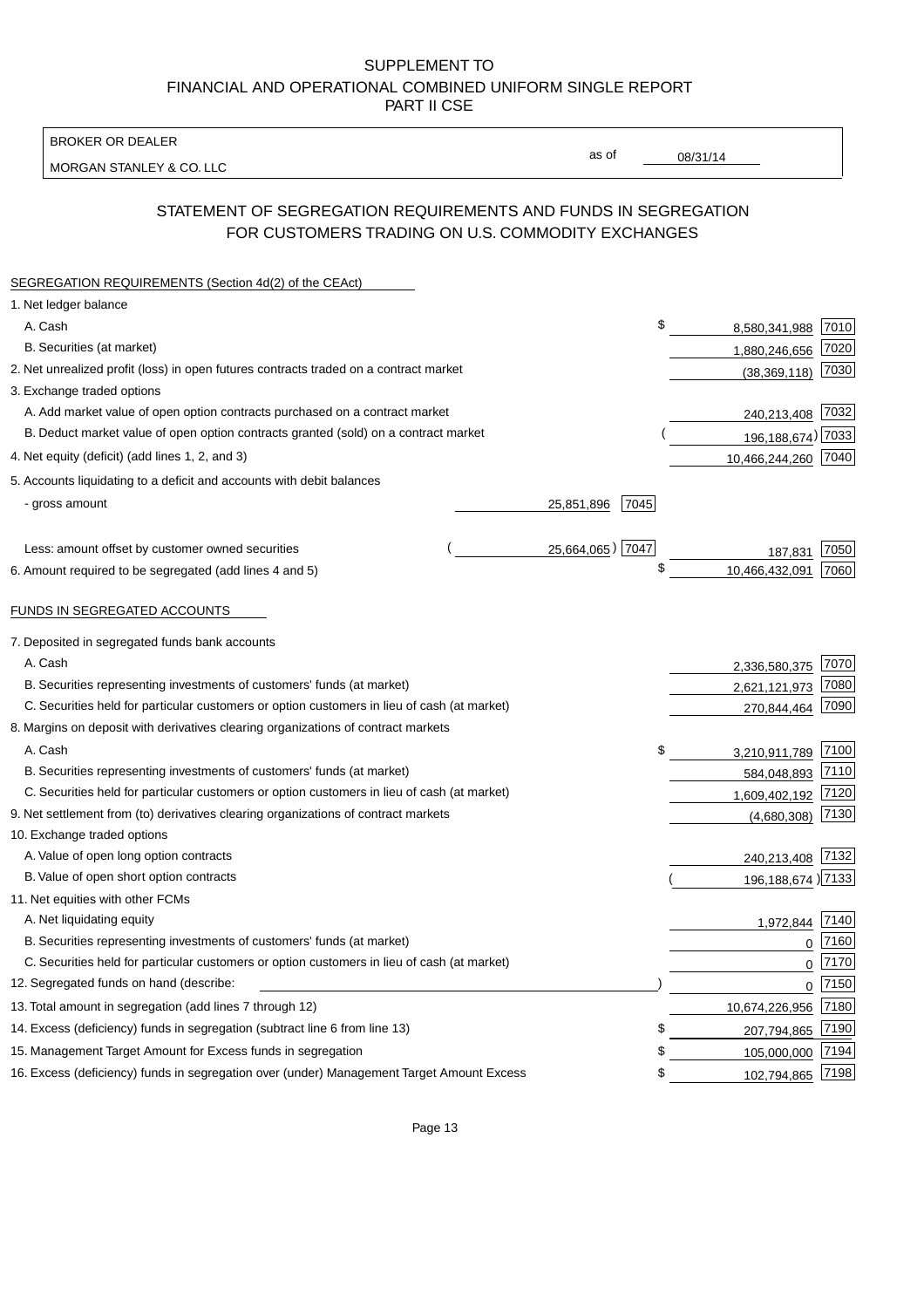SUPPLEMENT TO
FINANCIAL AND OPERATIONAL COMBINED UNIFORM SINGLE REPORT
PART II CSE

BROKER OR DEALER

MORGAN STANLEY & CO. LLC

as of 08/31/14

## STATEMENT OF SEGREGATION REQUIREMENTS AND FUNDS IN SEGREGATION FOR CUSTOMERS TRADING ON U.S. COMMODITY EXCHANGES

SEGREGATION REQUIREMENTS (Section 4d(2) of the CEAct)

| | | | | |
|---|---|---|---|---|
| 1. Net ledger balance | | | | |
| A. Cash | | | $ 8,580,341,988 | 7010 |
| B. Securities (at market) | | | 1,880,246,656 | 7020 |
| 2. Net unrealized profit (loss) in open futures contracts traded on a contract market | | | (38,369,118) | 7030 |
| 3. Exchange traded options | | | | |
| A. Add market value of open option contracts purchased on a contract market | | | 240,213,408 | 7032 |
| B. Deduct market value of open option contracts granted (sold) on a contract market | | | (196,188,674) | 7033 |
| 4. Net equity (deficit) (add lines 1, 2, and 3) | | | 10,466,244,260 | 7040 |
| 5. Accounts liquidating to a deficit and accounts with debit balances | | | | |
| - gross amount | 25,851,896 | 7045 | | |
| Less: amount offset by customer owned securities | (25,664,065) | 7047 | 187,831 | 7050 |
| 6. Amount required to be segregated (add lines 4 and 5) | | | $ 10,466,432,091 | 7060 |

FUNDS IN SEGREGATED ACCOUNTS

| | | |
|---|---|---|
| 7. Deposited in segregated funds bank accounts | | |
| A. Cash | 2,336,580,375 | 7070 |
| B. Securities representing investments of customers' funds (at market) | 2,621,121,973 | 7080 |
| C. Securities held for particular customers or option customers in lieu of cash (at market) | 270,844,464 | 7090 |
| 8. Margins on deposit with derivatives clearing organizations of contract markets | | |
| A. Cash | $ 3,210,911,789 | 7100 |
| B. Securities representing investments of customers' funds (at market) | 584,048,893 | 7110 |
| C. Securities held for particular customers or option customers in lieu of cash (at market) | 1,609,402,192 | 7120 |
| 9. Net settlement from (to) derivatives clearing organizations of contract markets | (4,680,308) | 7130 |
| 10. Exchange traded options | | |
| A. Value of open long option contracts | 240,213,408 | 7132 |
| B. Value of open short option contracts | (196,188,674) | 7133 |
| 11. Net equities with other FCMs | | |
| A. Net liquidating equity | 1,972,844 | 7140 |
| B. Securities representing investments of customers' funds (at market) | 0 | 7160 |
| C. Securities held for particular customers or option customers in lieu of cash (at market) | 0 | 7170 |
| 12. Segregated funds on hand (describe: ) | 0 | 7150 |
| 13. Total amount in segregation (add lines 7 through 12) | 10,674,226,956 | 7180 |
| 14. Excess (deficiency) funds in segregation (subtract line 6 from line 13) | $ 207,794,865 | 7190 |
| 15. Management Target Amount for Excess funds in segregation | $ 105,000,000 | 7194 |
| 16. Excess (deficiency) funds in segregation over (under) Management Target Amount Excess | $ 102,794,865 | 7198 |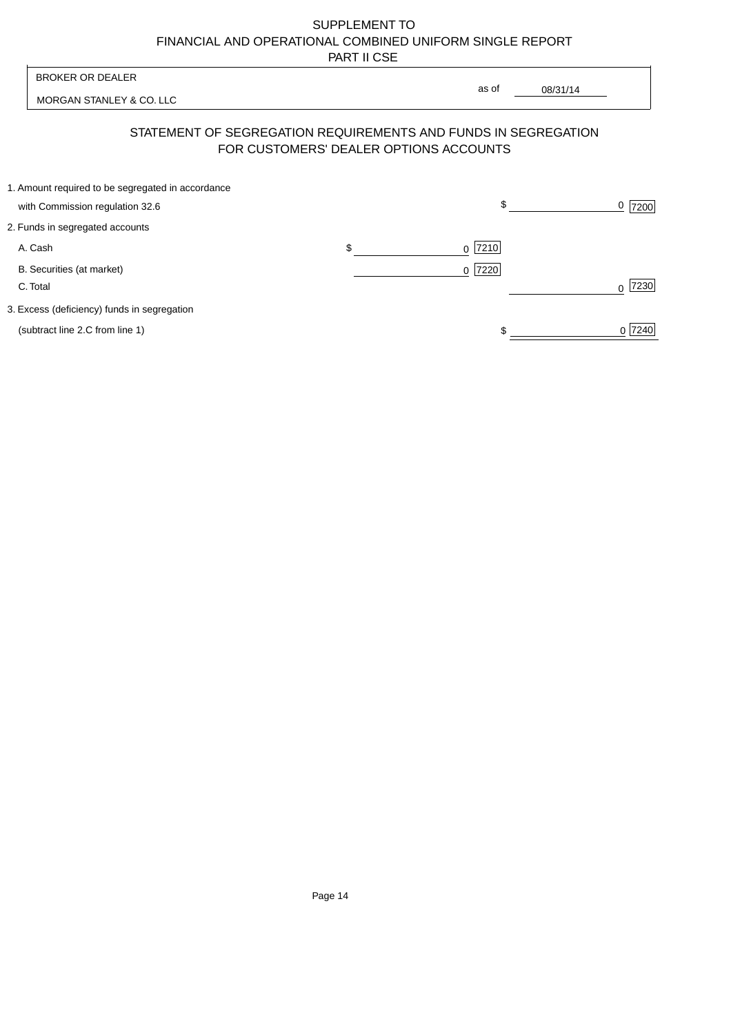# SUPPLEMENT TO FINANCIAL AND OPERATIONAL COMBINED UNIFORM SINGLE REPORT PART II CSE

BROKER OR DEALER

MORGAN STANLEY & CO. LLC

as of 08/31/14

## STATEMENT OF SEGREGATION REQUIREMENTS AND FUNDS IN SEGREGATION FOR CUSTOMERS' DEALER OPTIONS ACCOUNTS

| | | |
|---|---|---|
| 1. Amount required to be segregated in accordance with Commission regulation 32.6 | | $ 0 [7200] |
| 2. Funds in segregated accounts | | |
| A. Cash | $ 0 [7210] | |
| B. Securities (at market) | 0 [7220] | |
| C. Total | | 0 [7230] |
| 3. Excess (deficiency) funds in segregation (subtract line 2.C from line 1) | | $ 0 [7240] |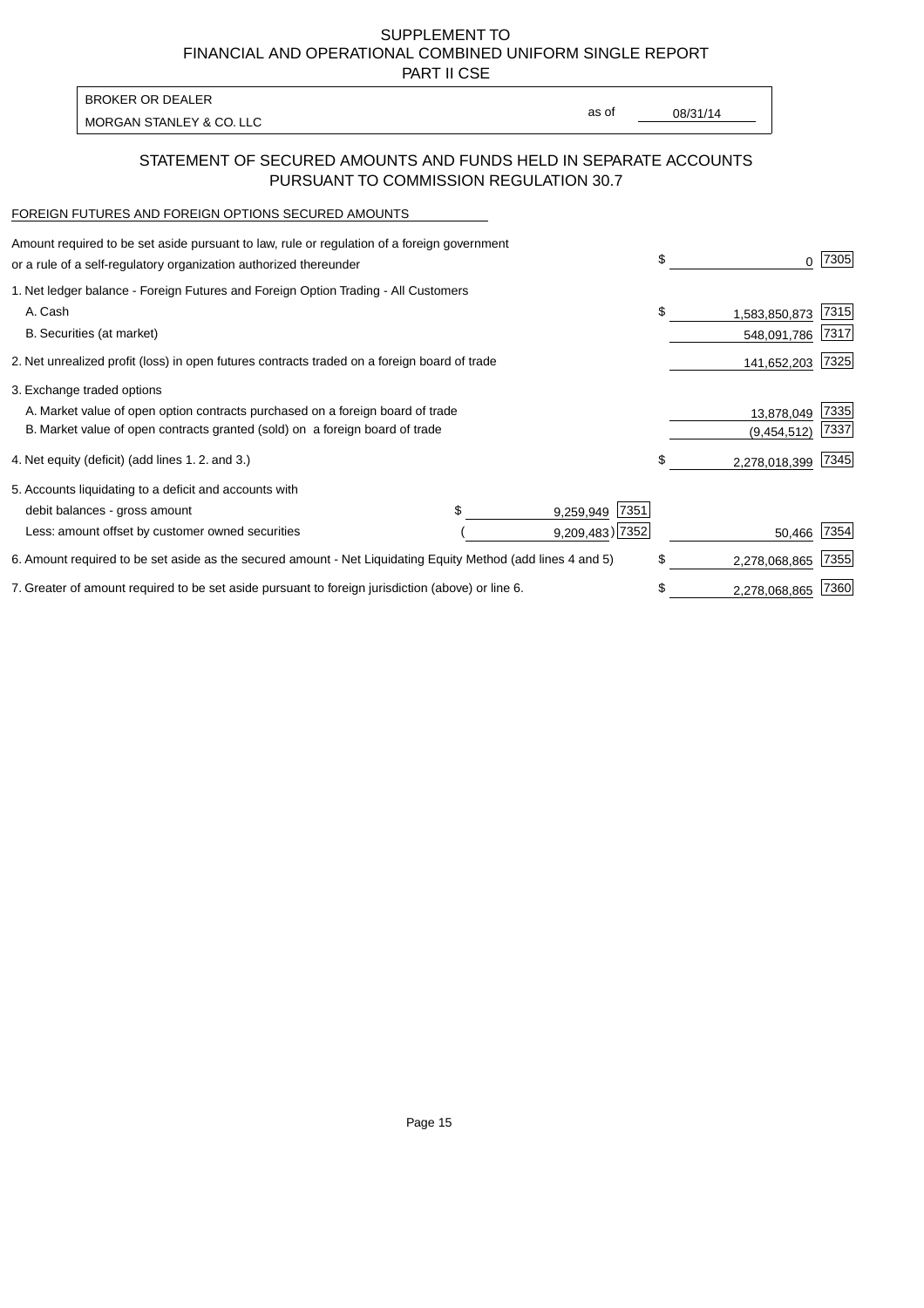# SUPPLEMENT TO
# FINANCIAL AND OPERATIONAL COMBINED UNIFORM SINGLE REPORT
# PART II CSE

| BROKER OR DEALER | | |
|---|---|---|
| MORGAN STANLEY & CO. LLC | as of | 08/31/14 |

## STATEMENT OF SECURED AMOUNTS AND FUNDS HELD IN SEPARATE ACCOUNTS PURSUANT TO COMMISSION REGULATION 30.7

FOREIGN FUTURES AND FOREIGN OPTIONS SECURED AMOUNTS

| | | | | |
|---|---|---|---|---|
| Amount required to be set aside pursuant to law, rule or regulation of a foreign government or a rule of a self-regulatory organization authorized thereunder | | | $ 0 | 7305 |
| 1. Net ledger balance - Foreign Futures and Foreign Option Trading - All Customers | | | | |
| A. Cash | | | $ 1,583,850,873 | 7315 |
| B. Securities (at market) | | | 548,091,786 | 7317 |
| 2. Net unrealized profit (loss) in open futures contracts traded on a foreign board of trade | | | 141,652,203 | 7325 |
| 3. Exchange traded options | | | | |
| A. Market value of open option contracts purchased on a foreign board of trade | | | 13,878,049 | 7335 |
| B. Market value of open contracts granted (sold) on a foreign board of trade | | | (9,454,512) | 7337 |
| 4. Net equity (deficit) (add lines 1. 2. and 3.) | | | $ 2,278,018,399 | 7345 |
| 5. Accounts liquidating to a deficit and accounts with | | | | |
| debit balances - gross amount | $ 9,259,949 | 7351 | | |
| Less: amount offset by customer owned securities | ( 9,209,483) | 7352 | 50,466 | 7354 |
| 6. Amount required to be set aside as the secured amount - Net Liquidating Equity Method (add lines 4 and 5) | | | $ 2,278,068,865 | 7355 |
| 7. Greater of amount required to be set aside pursuant to foreign jurisdiction (above) or line 6. | | | $ 2,278,068,865 | 7360 |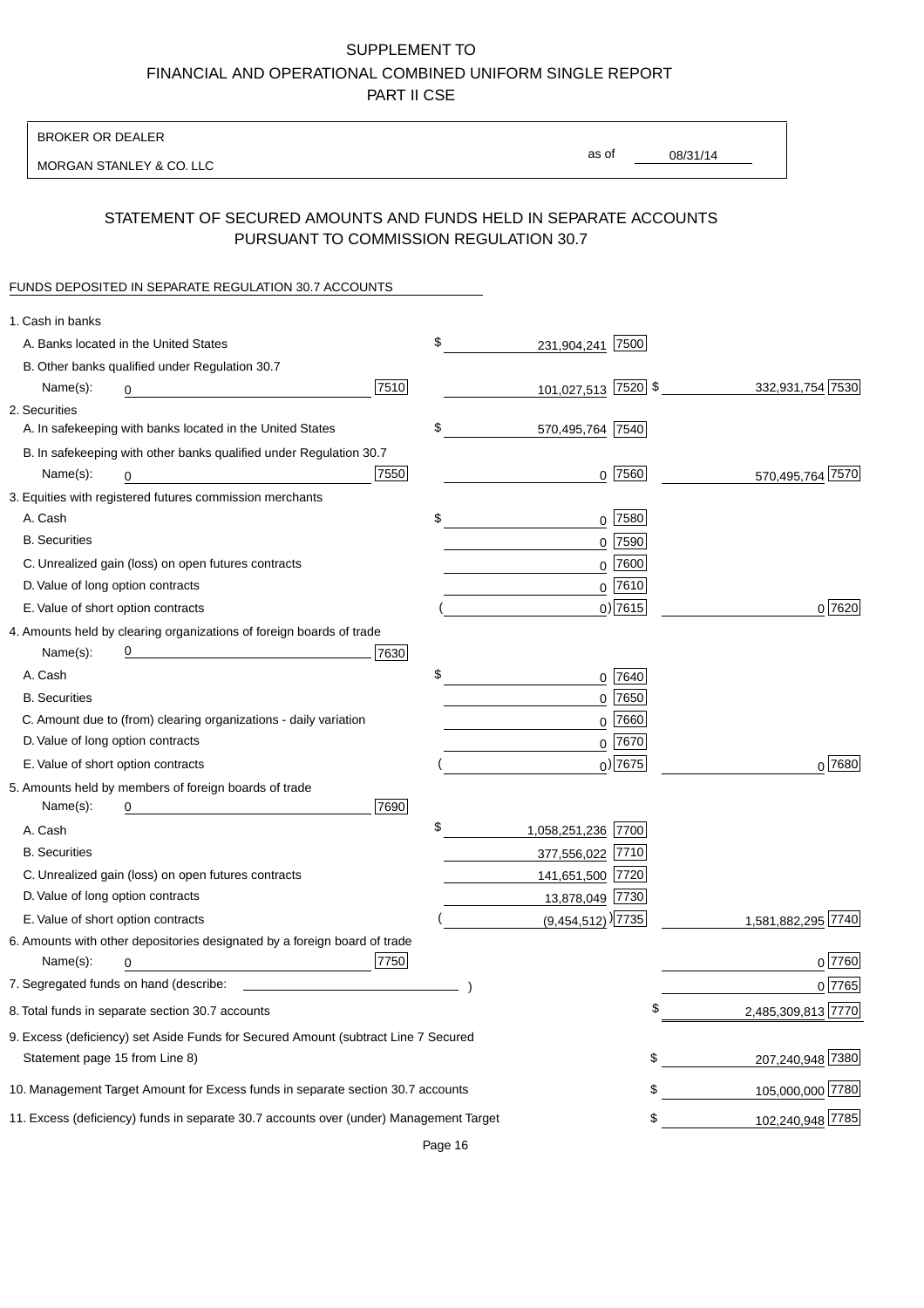# SUPPLEMENT TO
# FINANCIAL AND OPERATIONAL COMBINED UNIFORM SINGLE REPORT
# PART II CSE

BROKER OR DEALER

MORGAN STANLEY & CO. LLC

as of 08/31/14

## STATEMENT OF SECURED AMOUNTS AND FUNDS HELD IN SEPARATE ACCOUNTS PURSUANT TO COMMISSION REGULATION 30.7

FUNDS DEPOSITED IN SEPARATE REGULATION 30.7 ACCOUNTS

| | | | |
|---|---|---|---|
| **1. Cash in banks** | | | |
| A. Banks located in the United States | | $ 231,904,241 [7500] | |
| B. Other banks qualified under Regulation 30.7 | | | |
| Name(s): 0 | [7510] | 101,027,513 [7520] | $ 332,931,754 [7530] |
| **2. Securities** | | | |
| A. In safekeeping with banks located in the United States | | $ 570,495,764 [7540] | |
| B. In safekeeping with other banks qualified under Regulation 30.7 | | | |
| Name(s): 0 | [7550] | 0 [7560] | 570,495,764 [7570] |
| **3. Equities with registered futures commission merchants** | | | |
| A. Cash | | $ 0 [7580] | |
| B. Securities | | 0 [7590] | |
| C. Unrealized gain (loss) on open futures contracts | | 0 [7600] | |
| D. Value of long option contracts | | 0 [7610] | |
| E. Value of short option contracts | | ( 0) [7615] | 0 [7620] |
| **4. Amounts held by clearing organizations of foreign boards of trade** | | | |
| Name(s): 0 | [7630] | | |
| A. Cash | | $ 0 [7640] | |
| B. Securities | | 0 [7650] | |
| C. Amount due to (from) clearing organizations - daily variation | | 0 [7660] | |
| D. Value of long option contracts | | 0 [7670] | |
| E. Value of short option contracts | | ( 0) [7675] | 0 [7680] |
| **5. Amounts held by members of foreign boards of trade** | | | |
| Name(s): 0 | [7690] | | |
| A. Cash | | $ 1,058,251,236 [7700] | |
| B. Securities | | 377,556,022 [7710] | |
| C. Unrealized gain (loss) on open futures contracts | | 141,651,500 [7720] | |
| D. Value of long option contracts | | 13,878,049 [7730] | |
| E. Value of short option contracts | | ( (9,454,512) ) [7735] | 1,581,882,295 [7740] |
| **6. Amounts with other depositories designated by a foreign board of trade** | | | |
| Name(s): 0 | [7750] | | 0 [7760] |
| **7. Segregated funds on hand (describe: )** | | | 0 [7765] |
| **8. Total funds in separate section 30.7 accounts** | | | $ 2,485,309,813 [7770] |
| **9. Excess (deficiency) set Aside Funds for Secured Amount (subtract Line 7 Secured Statement page 15 from Line 8)** | | | $ 207,240,948 [7380] |
| **10. Management Target Amount for Excess funds in separate section 30.7 accounts** | | | $ 105,000,000 [7780] |
| **11. Excess (deficiency) funds in separate 30.7 accounts over (under) Management Target** | | | $ 102,240,948 [7785] |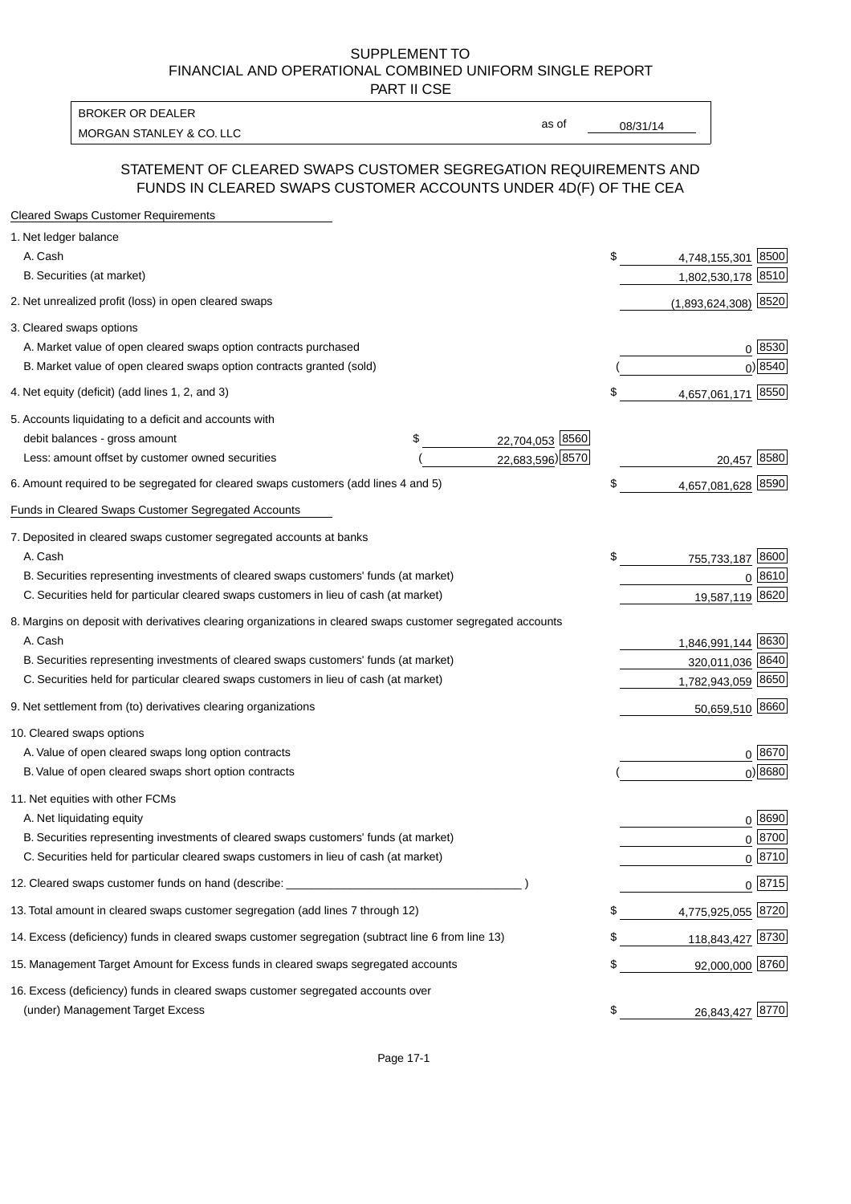SUPPLEMENT TO
FINANCIAL AND OPERATIONAL COMBINED UNIFORM SINGLE REPORT
PART II CSE

BROKER OR DEALER
MORGAN STANLEY & CO. LLC

as of 08/31/14

## STATEMENT OF CLEARED SWAPS CUSTOMER SEGREGATION REQUIREMENTS AND FUNDS IN CLEARED SWAPS CUSTOMER ACCOUNTS UNDER 4D(F) OF THE CEA

Cleared Swaps Customer Requirements

| | | | | |
|---|---|---|---|---|
| 1. Net ledger balance | | | | |
| A. Cash | | | $ 4,748,155,301 | 8500 |
| B. Securities (at market) | | | 1,802,530,178 | 8510 |
| 2. Net unrealized profit (loss) in open cleared swaps | | | (1,893,624,308) | 8520 |
| 3. Cleared swaps options | | | | |
| A. Market value of open cleared swaps option contracts purchased | | | 0 | 8530 |
| B. Market value of open cleared swaps option contracts granted (sold) | | | ( 0) | 8540 |
| 4. Net equity (deficit) (add lines 1, 2, and 3) | | | $ 4,657,061,171 | 8550 |
| 5. Accounts liquidating to a deficit and accounts with debit balances - gross amount | $ 22,704,053 | 8560 | | |
| Less: amount offset by customer owned securities | ( 22,683,596) | 8570 | 20,457 | 8580 |
| 6. Amount required to be segregated for cleared swaps customers (add lines 4 and 5) | | | $ 4,657,081,628 | 8590 |

Funds in Cleared Swaps Customer Segregated Accounts

| | | |
|---|---|---|
| 7. Deposited in cleared swaps customer segregated accounts at banks | | |
| A. Cash | $ 755,733,187 | 8600 |
| B. Securities representing investments of cleared swaps customers' funds (at market) | 0 | 8610 |
| C. Securities held for particular cleared swaps customers in lieu of cash (at market) | 19,587,119 | 8620 |
| 8. Margins on deposit with derivatives clearing organizations in cleared swaps customer segregated accounts | | |
| A. Cash | 1,846,991,144 | 8630 |
| B. Securities representing investments of cleared swaps customers' funds (at market) | 320,011,036 | 8640 |
| C. Securities held for particular cleared swaps customers in lieu of cash (at market) | 1,782,943,059 | 8650 |
| 9. Net settlement from (to) derivatives clearing organizations | 50,659,510 | 8660 |
| 10. Cleared swaps options | | |
| A. Value of open cleared swaps long option contracts | 0 | 8670 |
| B. Value of open cleared swaps short option contracts | ( 0) | 8680 |
| 11. Net equities with other FCMs | | |
| A. Net liquidating equity | 0 | 8690 |
| B. Securities representing investments of cleared swaps customers' funds (at market) | 0 | 8700 |
| C. Securities held for particular cleared swaps customers in lieu of cash (at market) | 0 | 8710 |
| 12. Cleared swaps customer funds on hand (describe: _______________ ) | 0 | 8715 |
| 13. Total amount in cleared swaps customer segregation (add lines 7 through 12) | $ 4,775,925,055 | 8720 |
| 14. Excess (deficiency) funds in cleared swaps customer segregation (subtract line 6 from line 13) | $ 118,843,427 | 8730 |
| 15. Management Target Amount for Excess funds in cleared swaps segregated accounts | $ 92,000,000 | 8760 |
| 16. Excess (deficiency) funds in cleared swaps customer segregated accounts over (under) Management Target Excess | $ 26,843,427 | 8770 |

Page 17-1